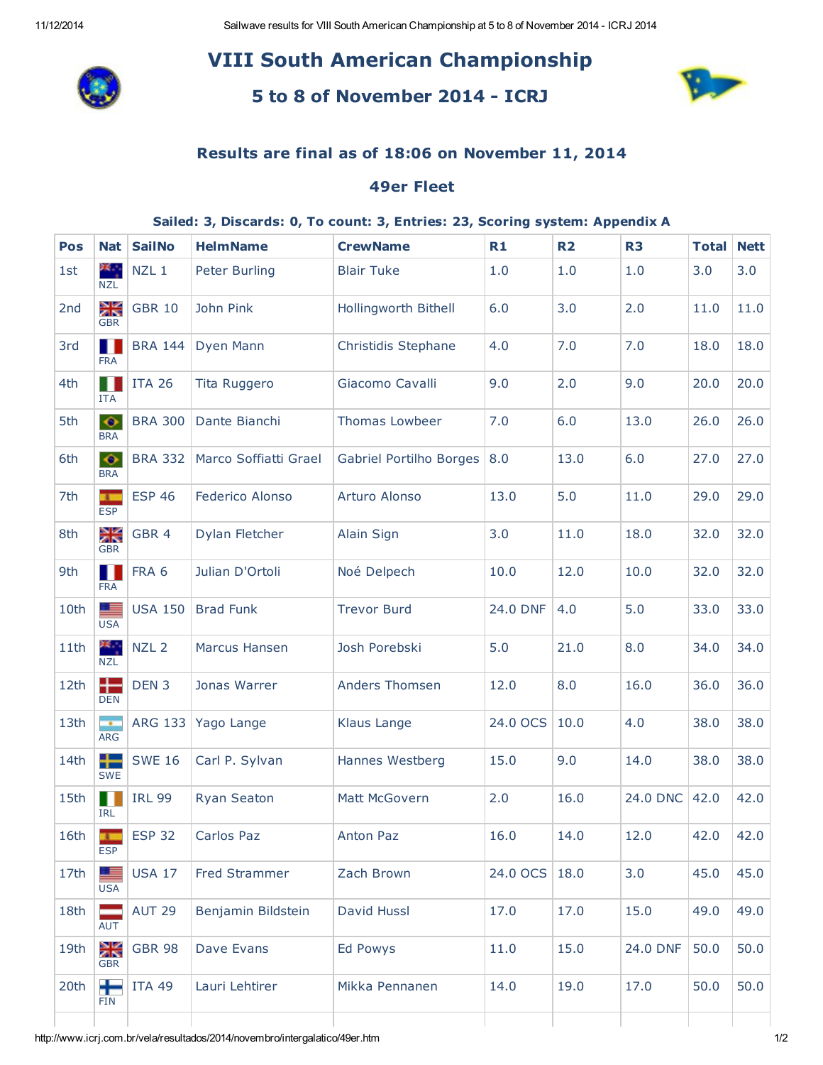# VIII South American Championship

## 5 to 8 of November 2014 - ICRJ

### Results are final as of 18:06 on November 11, 2014

### 49er Fleet

**Sailed: 3, Discards: 0, To count: 3, Entries: 23, Scoring system: Appendix A**

| Pos | Nat | SailNo | HelmName | CrewName | R1 | R2 | R3 | Total | Nett |
|---|---|---|---|---|---|---|---|---|---|
| 1st | NZL | NZL 1 | Peter Burling | Blair Tuke | 1.0 | 1.0 | 1.0 | 3.0 | 3.0 |
| 2nd | GBR | GBR 10 | John Pink | Hollingworth Bithell | 6.0 | 3.0 | 2.0 | 11.0 | 11.0 |
| 3rd | FRA | BRA 144 | Dyen Mann | Christidis Stephane | 4.0 | 7.0 | 7.0 | 18.0 | 18.0 |
| 4th | ITA | ITA 26 | Tita Ruggero | Giacomo Cavalli | 9.0 | 2.0 | 9.0 | 20.0 | 20.0 |
| 5th | BRA | BRA 300 | Dante Bianchi | Thomas Lowbeer | 7.0 | 6.0 | 13.0 | 26.0 | 26.0 |
| 6th | BRA | BRA 332 | Marco Soffiatti Grael | Gabriel Portilho Borges | 8.0 | 13.0 | 6.0 | 27.0 | 27.0 |
| 7th | ESP | ESP 46 | Federico Alonso | Arturo Alonso | 13.0 | 5.0 | 11.0 | 29.0 | 29.0 |
| 8th | GBR | GBR 4 | Dylan Fletcher | Alain Sign | 3.0 | 11.0 | 18.0 | 32.0 | 32.0 |
| 9th | FRA | FRA 6 | Julian D'Ortoli | Noé Delpech | 10.0 | 12.0 | 10.0 | 32.0 | 32.0 |
| 10th | USA | USA 150 | Brad Funk | Trevor Burd | 24.0 DNF | 4.0 | 5.0 | 33.0 | 33.0 |
| 11th | NZL | NZL 2 | Marcus Hansen | Josh Porebski | 5.0 | 21.0 | 8.0 | 34.0 | 34.0 |
| 12th | DEN | DEN 3 | Jonas Warrer | Anders Thomsen | 12.0 | 8.0 | 16.0 | 36.0 | 36.0 |
| 13th | ARG | ARG 133 | Yago Lange | Klaus Lange | 24.0 OCS | 10.0 | 4.0 | 38.0 | 38.0 |
| 14th | SWE | SWE 16 | Carl P. Sylvan | Hannes Westberg | 15.0 | 9.0 | 14.0 | 38.0 | 38.0 |
| 15th | IRL | IRL 99 | Ryan Seaton | Matt McGovern | 2.0 | 16.0 | 24.0 DNC | 42.0 | 42.0 |
| 16th | ESP | ESP 32 | Carlos Paz | Anton Paz | 16.0 | 14.0 | 12.0 | 42.0 | 42.0 |
| 17th | USA | USA 17 | Fred Strammer | Zach Brown | 24.0 OCS | 18.0 | 3.0 | 45.0 | 45.0 |
| 18th | AUT | AUT 29 | Benjamin Bildstein | David Hussl | 17.0 | 17.0 | 15.0 | 49.0 | 49.0 |
| 19th | GBR | GBR 98 | Dave Evans | Ed Powys | 11.0 | 15.0 | 24.0 DNF | 50.0 | 50.0 |
| 20th | FIN | ITA 49 | Lauri Lehtirer | Mikka Pennanen | 14.0 | 19.0 | 17.0 | 50.0 | 50.0 |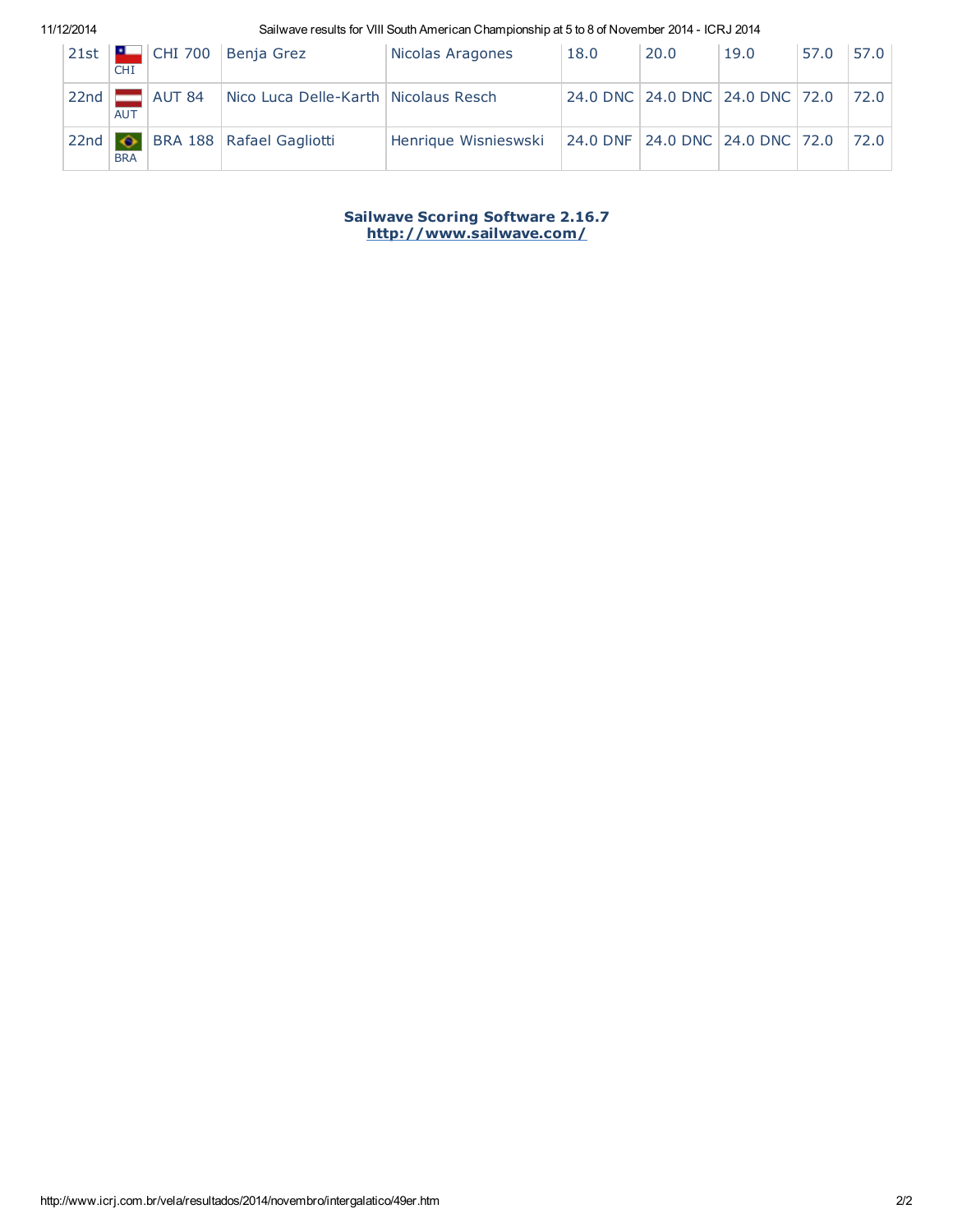| | | | | | | | | | |
|---|---|---|---|---|---|---|---|---|---|
| 21st | CHI | CHI 700 | Benja Grez | Nicolas Aragones | 18.0 | 20.0 | 19.0 | 57.0 | 57.0 |
| 22nd | AUT | AUT 84 | Nico Luca Delle-Karth | Nicolaus Resch | 24.0 DNC | 24.0 DNC | 24.0 DNC | 72.0 | 72.0 |
| 22nd | BRA | BRA 188 | Rafael Gagliotti | Henrique Wisnieswski | 24.0 DNF | 24.0 DNC | 24.0 DNC | 72.0 | 72.0 |

**Sailwave Scoring Software 2.16.7**
**http://www.sailwave.com/**